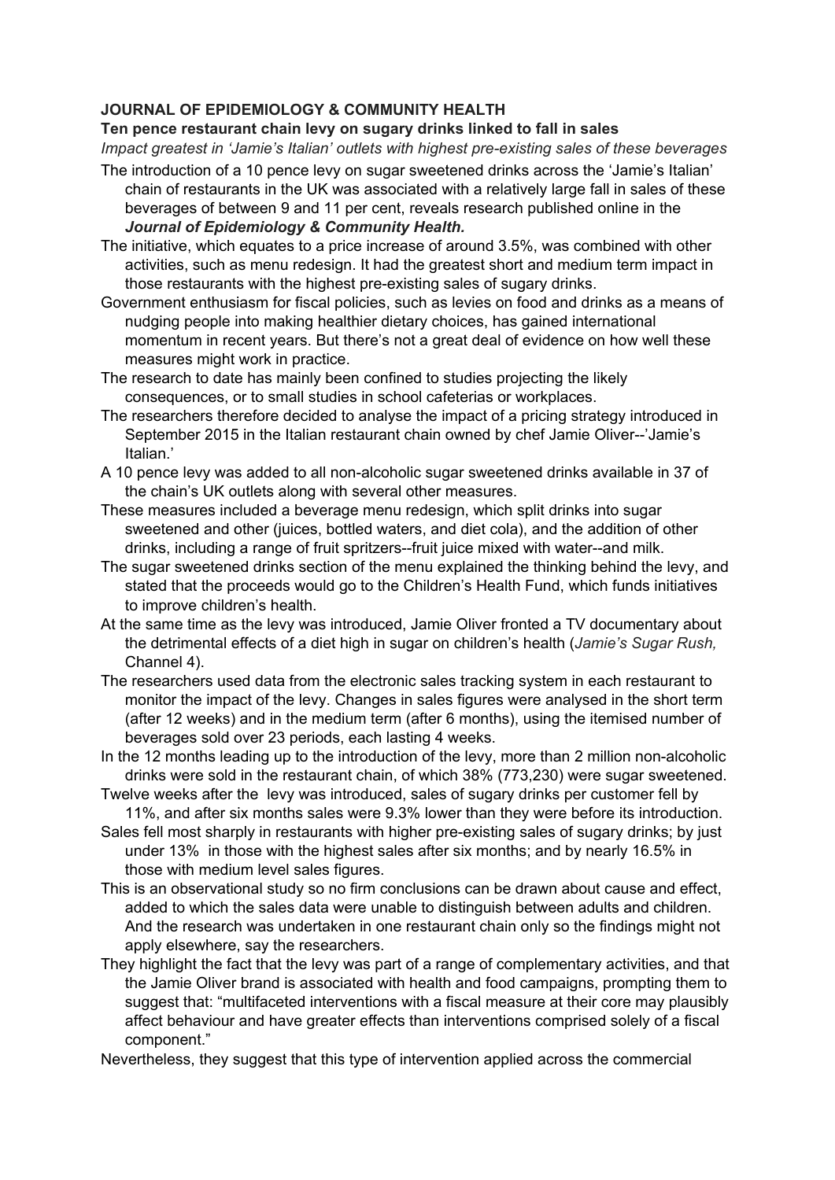**JOURNAL OF EPIDEMIOLOGY & COMMUNITY HEALTH**

**Ten pence restaurant chain levy on sugary drinks linked to fall in sales**

*Impact greatest in 'Jamie's Italian' outlets with highest pre-existing sales of these beverages*

The introduction of a 10 pence levy on sugar sweetened drinks across the 'Jamie's Italian' chain of restaurants in the UK was associated with a relatively large fall in sales of these beverages of between 9 and 11 per cent, reveals research published online in the ***Journal of Epidemiology & Community Health.***

The initiative, which equates to a price increase of around 3.5%, was combined with other activities, such as menu redesign. It had the greatest short and medium term impact in those restaurants with the highest pre-existing sales of sugary drinks.

Government enthusiasm for fiscal policies, such as levies on food and drinks as a means of nudging people into making healthier dietary choices, has gained international momentum in recent years. But there's not a great deal of evidence on how well these measures might work in practice.

The research to date has mainly been confined to studies projecting the likely consequences, or to small studies in school cafeterias or workplaces.

The researchers therefore decided to analyse the impact of a pricing strategy introduced in September 2015 in the Italian restaurant chain owned by chef Jamie Oliver--'Jamie's Italian.'

A 10 pence levy was added to all non-alcoholic sugar sweetened drinks available in 37 of the chain's UK outlets along with several other measures.

These measures included a beverage menu redesign, which split drinks into sugar sweetened and other (juices, bottled waters, and diet cola), and the addition of other drinks, including a range of fruit spritzers--fruit juice mixed with water--and milk.

The sugar sweetened drinks section of the menu explained the thinking behind the levy, and stated that the proceeds would go to the Children's Health Fund, which funds initiatives to improve children's health.

At the same time as the levy was introduced, Jamie Oliver fronted a TV documentary about the detrimental effects of a diet high in sugar on children's health (*Jamie's Sugar Rush,* Channel 4).

The researchers used data from the electronic sales tracking system in each restaurant to monitor the impact of the levy. Changes in sales figures were analysed in the short term (after 12 weeks) and in the medium term (after 6 months), using the itemised number of beverages sold over 23 periods, each lasting 4 weeks.

In the 12 months leading up to the introduction of the levy, more than 2 million non-alcoholic drinks were sold in the restaurant chain, of which 38% (773,230) were sugar sweetened.

Twelve weeks after the levy was introduced, sales of sugary drinks per customer fell by 11%, and after six months sales were 9.3% lower than they were before its introduction.

Sales fell most sharply in restaurants with higher pre-existing sales of sugary drinks; by just under 13% in those with the highest sales after six months; and by nearly 16.5% in those with medium level sales figures.

This is an observational study so no firm conclusions can be drawn about cause and effect, added to which the sales data were unable to distinguish between adults and children. And the research was undertaken in one restaurant chain only so the findings might not apply elsewhere, say the researchers.

They highlight the fact that the levy was part of a range of complementary activities, and that the Jamie Oliver brand is associated with health and food campaigns, prompting them to suggest that: "multifaceted interventions with a fiscal measure at their core may plausibly affect behaviour and have greater effects than interventions comprised solely of a fiscal component."

Nevertheless, they suggest that this type of intervention applied across the commercial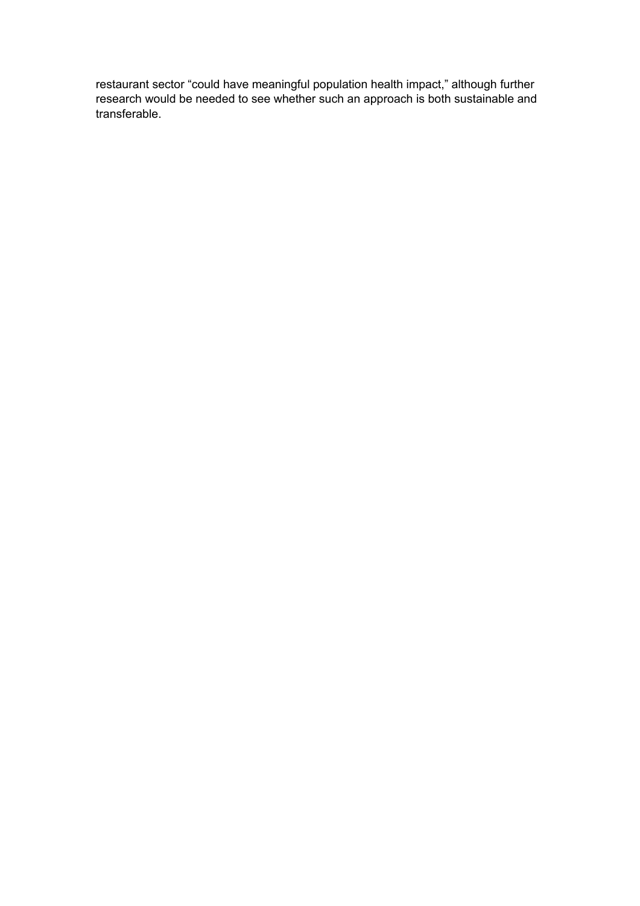restaurant sector “could have meaningful population health impact,” although further research would be needed to see whether such an approach is both sustainable and transferable.